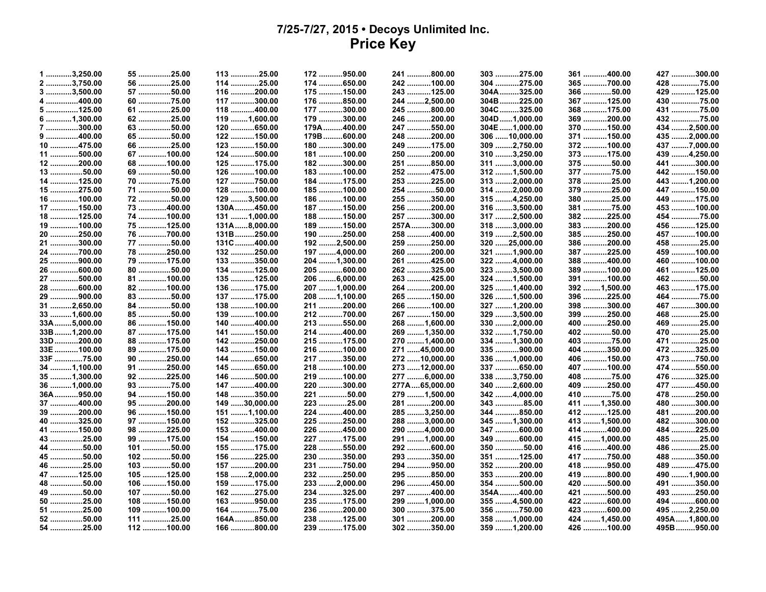# 7/25-7/27, 2015 • Decoys Unlimited Inc.
## Price Key

1 ...........3,250.00
2 ...........3,750.00
3 ...........3,500.00
4 ...............400.00
5 ...............125.00
6 ...........1,300.00
7 ...............300.00
9 ...............400.00
10 .............475.00
11 .............500.00
12 .............200.00
13 ...............50.00
14 .............125.00
15 .............275.00
16 .............100.00
17 .............150.00
18 .............125.00
19 .............100.00
20 .............250.00
21 .............300.00
24 .............700.00
25 .............900.00
26 .............600.00
27 .............500.00
28 .............600.00
29 .............900.00
31 ..........2,650.00
33 ..........1,600.00
33A ........5,000.00
33B ........1,200.00
33D ...........200.00
33E ...........100.00
33F .............75.00
34 ..........1,100.00
35 ..........1,300.00
36 ..........1,000.00
36A ...........950.00
37 .............400.00
39 .............200.00
40 .............325.00
41 .............150.00
43 ...............25.00
44 ...............50.00
45 ...............50.00
46 ...............25.00
47 .............125.00
48 ...............50.00
49 ...............50.00
50 ...............25.00
51 ...............25.00
52 ...............50.00
54 ...............25.00
55 ...............25.00
56 ...............25.00
57 ...............50.00
60 ...............75.00
61 ...............25.00
62 ...............25.00
63 ...............50.00
65 ...............50.00
66 ...............25.00
67 .............100.00
68 .............100.00
69 ...............50.00
70 ...............75.00
71 ...............50.00
72 ...............50.00
73 .............400.00
74 .............100.00
75 .............125.00
76 .............700.00
77 ...............50.00
78 .............250.00
79 .............175.00
80 ...............50.00
81 .............100.00
82 .............100.00
83 ...............50.00
84 ...............50.00
85 ...............50.00
86 .............150.00
87 .............175.00
88 .............175.00
89 .............175.00
90 .............250.00
91 .............250.00
92 .............225.00
93 ...............75.00
94 .............150.00
95 .............200.00
96 .............150.00
97 .............150.00
98 .............225.00
99 .............175.00
101 .............50.00
102 .............50.00
103 .............50.00
105 ...........125.00
106 ...........150.00
107 .............50.00
108 ...........150.00
109 ...........100.00
111 .............25.00
112 ...........100.00
113 .............25.00
114 .............25.00
116 ...........200.00
117 ...........300.00
118 ...........400.00
119 ........1,600.00
120 ...........650.00
122 ...........150.00
123 ...........150.00
124 ...........500.00
125 ...........175.00
126 ...........100.00
127 ...........750.00
128 ...........100.00
129 ........3,500.00
130A .........450.00
131 ........1,000.00
131A ......8,000.00
131B .........250.00
131C .........400.00
132 ...........250.00
133 ...........350.00
134 ...........125.00
135 ...........125.00
136 ...........175.00
137 ...........175.00
138 ...........100.00
139 ...........100.00
140 ...........400.00
141 ...........150.00
142 ...........250.00
143 ...........150.00
144 ...........650.00
145 ...........650.00
146 ...........500.00
147 ...........400.00
148 ...........350.00
149 ......30,000.00
151 ........1,100.00
152 ...........325.00
153 ...........400.00
154 ...........150.00
155 ...........175.00
156 ...........225.00
157 ...........200.00
158 ........2,000.00
159 ...........175.00
162 ...........275.00
163 ...........950.00
164 .............75.00
164A .........850.00
166 ...........800.00
172 ...........950.00
174 ...........650.00
175 ...........150.00
176 ...........850.00
177 ...........300.00
179 ...........300.00
179A .........400.00
179B .........600.00
180 ...........300.00
181 ...........100.00
182 ...........300.00
183 ...........100.00
184 ...........175.00
185 ...........100.00
186 ...........100.00
187 ...........150.00
188 ...........150.00
189 ...........150.00
190 ...........250.00
192 ........2,500.00
197 ........4,000.00
204 ........1,300.00
205 ...........600.00
206 ........6,000.00
207 ........1,000.00
208 ........1,100.00
211 ...........200.00
212 ...........700.00
213 ...........550.00
214 ...........400.00
215 ...........175.00
216 ...........100.00
217 ...........350.00
218 ...........100.00
219 ...........100.00
220 ...........300.00
221 .............50.00
223 .............25.00
224 ...........400.00
225 ...........250.00
226 ...........450.00
227 ...........175.00
228 ...........550.00
230 ...........350.00
231 ...........750.00
232 ...........250.00
233 ........2,000.00
234 ...........325.00
235 ...........175.00
236 ...........200.00
238 ...........125.00
239 ...........175.00
241 ...........800.00
242 ...........100.00
243 ...........125.00
244 ........2,500.00
245 ...........800.00
246 ...........200.00
247 ...........550.00
248 ...........200.00
249 ...........175.00
250 ...........200.00
251 ...........850.00
252 ...........475.00
253 ...........225.00
254 .............50.00
255 ...........350.00
256 ...........200.00
257 ...........300.00
257A .........300.00
258 ...........400.00
259 ...........250.00
260 ...........200.00
261 ...........425.00
262 ...........325.00
263 ...........425.00
264 ...........200.00
265 ...........150.00
266 ...........100.00
267 ...........150.00
268 ........1,600.00
269 ........1,350.00
270 ........1,400.00
271 ......45,000.00
272 ......10,000.00
273 ......12,000.00
277 ........6,000.00
277A ....65,000.00
279 ........1,500.00
281 ...........200.00
285 ........3,250.00
288 ........3,000.00
290 ........4,000.00
291 ........1,000.00
292 ...........600.00
293 ...........350.00
294 ...........950.00
295 ...........850.00
296 ...........450.00
297 ...........400.00
299 ........1,000.00
300 ...........375.00
301 ...........200.00
302 ...........350.00
303 ...........275.00
304 ...........275.00
304A .........325.00
304B .........225.00
304C .........325.00
304D ......1,000.00
304E ......1,000.00
306 ......10,000.00
309 ........2,750.00
310 ........3,250.00
311 ........3,000.00
312 ........1,500.00
313 ........2,000.00
314 ........2,000.00
315 ........4,250.00
316 ........3,500.00
317 ........2,500.00
318 ........3,000.00
319 ........2,500.00
320 ......25,000.00
321 ........1,900.00
322 ........4,000.00
323 ........3,500.00
324 ........1,500.00
325 ........1,400.00
326 ........1,500.00
327 ........1,200.00
329 ........3,500.00
330 ........2,000.00
332 ........1,750.00
334 ........1,300.00
335 ...........900.00
336 ........1,000.00
337 ...........650.00
338 ........3,750.00
340 ........2,600.00
342 ........4,000.00
343 .............85.00
344 ...........850.00
345 ........1,300.00
347 ...........600.00
349 ...........600.00
350 .............50.00
351 ...........125.00
352 ...........200.00
353 ...........200.00
354 ...........500.00
354A .........400.00
355 ........4,500.00
356 ...........750.00
358 ........1,000.00
359 ........1,200.00
361 ...........400.00
365 ...........700.00
366 .............50.00
367 ...........125.00
368 ...........175.00
369 ...........200.00
370 ...........150.00
371 ...........150.00
372 ...........100.00
373 ...........175.00
375 .............50.00
377 .............75.00
378 .............25.00
379 .............25.00
380 .............25.00
381 .............75.00
382 ...........225.00
383 ...........200.00
385 ...........250.00
386 ...........200.00
387 ...........225.00
388 ...........400.00
389 ...........100.00
391 ...........100.00
392 ........1,500.00
396 ...........225.00
398 ...........300.00
399 ...........250.00
400 ...........250.00
402 .............50.00
403 .............75.00
404 ...........350.00
406 ...........150.00
407 ...........100.00
408 .............75.00
409 ...........250.00
410 .............75.00
411 ........1,350.00
412 ...........125.00
413 ........1,500.00
414 ...........400.00
415 ........1,000.00
416 ...........400.00
417 ...........750.00
418 ...........950.00
419 ...........800.00
420 ...........500.00
421 ...........500.00
422 ...........600.00
423 ...........600.00
424 ........1,450.00
426 ...........100.00
427 ...........300.00
428 .............75.00
429 ...........125.00
430 .............75.00
431 .............75.00
432 .............75.00
434 ........2,500.00
435 ........2,000.00
437 ........7,000.00
439 ........4,250.00
441 ...........300.00
442 ...........150.00
443 ........1,200.00
447 ...........150.00
449 ...........175.00
453 ...........100.00
454 .............75.00
456 ...........125.00
457 ...........100.00
458 .............25.00
459 ...........100.00
460 ...........100.00
461 ...........125.00
462 .............50.00
463 ...........175.00
464 .............75.00
467 ...........300.00
468 .............25.00
469 .............25.00
470 .............25.00
471 .............25.00
472 ...........325.00
473 ...........750.00
474 ...........550.00
476 ...........325.00
477 ...........450.00
478 ...........250.00
480 ...........300.00
481 ...........200.00
482 ...........300.00
484 ...........225.00
485 .............25.00
486 .............25.00
488 ...........350.00
489 ...........475.00
490 ........1,900.00
491 ...........350.00
493 ...........250.00
494 ...........600.00
495 ........2,250.00
495A ......1,800.00
495B .........950.00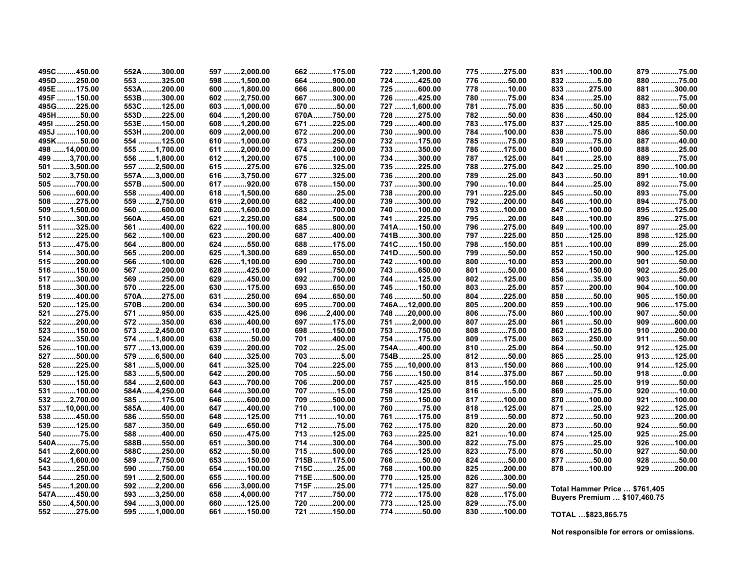| | | | | | | | |
|---|---|---|---|---|---|---|---|
| 495C .........450.00 | 552A .........300.00 | 597 ........2,000.00 | 662 ...........175.00 | 722 ........1,200.00 | 775 ...........275.00 | 831 ...........100.00 | 879 .............75.00 |
| 495D .........250.00 | 553 ...........325.00 | 598 ........1,500.00 | 664 ...........900.00 | 724 ...........425.00 | 776 .............50.00 | 832 ...............5.00 | 880 .............75.00 |
| 495E .........175.00 | 553A .........200.00 | 600 ........1,800.00 | 666 ...........800.00 | 725 ...........600.00 | 778 .............10.00 | 833 ...........275.00 | 881 ...........300.00 |
| 495F .........150.00 | 553B .........300.00 | 602 ........2,750.00 | 667 ...........300.00 | 726 ...........425.00 | 780 .............75.00 | 834 .............25.00 | 882 .............75.00 |
| 495G .........225.00 | 553C .........125.00 | 603 ........1,000.00 | 670 .............50.00 | 727 ........1,600.00 | 781 .............75.00 | 835 .............50.00 | 883 .............50.00 |
| 495H ...........50.00 | 553D .........225.00 | 604 ........1,200.00 | 670A .........750.00 | 728 ...........275.00 | 782 .............50.00 | 836 ...........450.00 | 884 ...........125.00 |
| 495I .........250.00 | 553E .........150.00 | 608 ........1,200.00 | 671 ...........225.00 | 729 ...........400.00 | 783 ...........175.00 | 837 ...........125.00 | 885 ...........100.00 |
| 495J .........100.00 | 553H .........200.00 | 609 ........2,000.00 | 672 ...........200.00 | 730 ...........900.00 | 784 ...........100.00 | 838 .............75.00 | 886 .............50.00 |
| 495K ...........50.00 | 554 ...........125.00 | 610 ........1,000.00 | 673 ...........250.00 | 732 ...........175.00 | 785 .............75.00 | 839 .............75.00 | 887 .............40.00 |
| 498 ......14,000.00 | 555 ........1,700.00 | 611 ........2,000.00 | 674 ...........200.00 | 733 ...........350.00 | 786 ...........175.00 | 840 ...........100.00 | 888 .............25.00 |
| 499 ........3,700.00 | 556 ........1,800.00 | 612 ........1,200.00 | 675 ...........100.00 | 734 ...........300.00 | 787 ...........125.00 | 841 .............25.00 | 889 .............75.00 |
| 501 ........3,500.00 | 557 ........2,500.00 | 615 ...........275.00 | 676 ...........325.00 | 735 ...........225.00 | 788 ...........275.00 | 842 .............25.00 | 890 ...........100.00 |
| 502 ........3,750.00 | 557A ......3,000.00 | 616 ........3,750.00 | 677 ...........325.00 | 736 ...........200.00 | 789 .............25.00 | 843 .............50.00 | 891 .............10.00 |
| 505 ...........700.00 | 557B .........500.00 | 617 ...........920.00 | 678 ...........150.00 | 737 ...........300.00 | 790 .............10.00 | 844 .............25.00 | 892 .............75.00 |
| 506 ...........600.00 | 558 ...........400.00 | 618 ........1,500.00 | 680 .............25.00 | 738 ...........200.00 | 791 ...........225.00 | 845 .............50.00 | 893 .............75.00 |
| 508 ...........275.00 | 559 ........2,750.00 | 619 ........2,000.00 | 682 ...........400.00 | 739 ...........300.00 | 792 ...........200.00 | 846 ...........100.00 | 894 .............75.00 |
| 509 ........1,500.00 | 560 ...........600.00 | 620 ........1,600.00 | 683 ...........700.00 | 740 ...........100.00 | 793 ...........100.00 | 847 ...........100.00 | 895 ...........125.00 |
| 510 ...........300.00 | 560A .........450.00 | 621 ........2,250.00 | 684 ...........500.00 | 741 ...........225.00 | 795 .............20.00 | 848 ...........100.00 | 896 ...........275.00 |
| 511 ...........325.00 | 561 ...........400.00 | 622 ...........100.00 | 685 ...........800.00 | 741A .........150.00 | 796 ...........275.00 | 849 ...........100.00 | 897 .............25.00 |
| 512 ...........225.00 | 562 ...........100.00 | 623 ...........200.00 | 687 ...........400.00 | 741B .........300.00 | 797 ...........225.00 | 850 ...........125.00 | 898 ...........125.00 |
| 513 ...........475.00 | 564 ...........800.00 | 624 ...........550.00 | 688 ...........175.00 | 741C .........150.00 | 798 ...........150.00 | 851 ...........100.00 | 899 .............25.00 |
| 514 ...........300.00 | 565 ...........200.00 | 625 ........1,300.00 | 689 ...........650.00 | 741D .........500.00 | 799 .............50.00 | 852 ...........150.00 | 900 ...........125.00 |
| 515 ...........200.00 | 566 ...........100.00 | 626 ........1,100.00 | 690 ...........700.00 | 742 ...........100.00 | 800 .............10.00 | 853 ...........200.00 | 901 .............50.00 |
| 516 ...........150.00 | 567 ...........200.00 | 628 ...........425.00 | 691 ...........750.00 | 743 ...........650.00 | 801 .............50.00 | 854 ...........150.00 | 902 .............25.00 |
| 517 ...........300.00 | 569 ...........250.00 | 629 ...........450.00 | 692 ...........700.00 | 744 ...........125.00 | 802 ...........125.00 | 856 .............35.00 | 903 .............50.00 |
| 518 ...........300.00 | 570 ...........225.00 | 630 ...........175.00 | 693 ...........650.00 | 745 ...........150.00 | 803 .............25.00 | 857 ...........200.00 | 904 ...........100.00 |
| 519 ...........400.00 | 570A .........275.00 | 631 ...........250.00 | 694 ...........650.00 | 746 .............50.00 | 804 ...........225.00 | 858 .............50.00 | 905 ...........150.00 |
| 520 ...........125.00 | 570B .........200.00 | 634 ...........300.00 | 695 ...........700.00 | 746A ....12,000.00 | 805 ...........200.00 | 859 ...........100.00 | 906 ...........175.00 |
| 521 ...........275.00 | 571 ...........950.00 | 635 ...........425.00 | 696 ........2,400.00 | 748 ......20,000.00 | 806 .............75.00 | 860 ...........100.00 | 907 .............50.00 |
| 522 ...........200.00 | 572 ...........350.00 | 636 ...........400.00 | 697 ...........175.00 | 751 ........2,000.00 | 807 .............25.00 | 861 .............50.00 | 909 ...........600.00 |
| 523 ...........150.00 | 573 ........2,450.00 | 637 .............10.00 | 698 ...........150.00 | 753 ...........750.00 | 808 .............75.00 | 862 ...........125.00 | 910 ...........200.00 |
| 524 ...........350.00 | 574 ........1,800.00 | 638 .............50.00 | 701 ...........400.00 | 754 ...........175.00 | 809 ...........175.00 | 863 ...........250.00 | 911 .............50.00 |
| 526 ...........100.00 | 577 ......13,000.00 | 639 ...........200.00 | 702 .............25.00 | 754A .........400.00 | 810 .............25.00 | 864 .............50.00 | 912 ...........125.00 |
| 527 ...........500.00 | 579 ........6,500.00 | 640 ...........325.00 | 703 ...............5.00 | 754B ...........25.00 | 812 .............50.00 | 865 .............25.00 | 913 ...........125.00 |
| 528 ...........225.00 | 581 ........5,000.00 | 641 ...........325.00 | 704 ...........225.00 | 755 ......10,000.00 | 813 ...........150.00 | 866 ...........100.00 | 914 ...........125.00 |
| 529 ...........125.00 | 583 ........5,500.00 | 642 ...........200.00 | 705 .............50.00 | 756 ...........150.00 | 814 ...........375.00 | 867 .............50.00 | 918 ...............0.00 |
| 530 ...........150.00 | 584 ........2,600.00 | 643 ...........700.00 | 706 ...........200.00 | 757 ...........425.00 | 815 ...........150.00 | 868 .............25.00 | 919 .............50.00 |
| 531 ...........100.00 | 584A ......4,250.00 | 644 ...........300.00 | 707 .............15.00 | 758 ...........125.00 | 816 ...............5.00 | 869 .............75.00 | 920 .............10.00 |
| 532 ........2,700.00 | 585 ...........175.00 | 646 ...........600.00 | 709 ...........500.00 | 759 ...........150.00 | 817 ...........100.00 | 870 ...........100.00 | 921 ...........100.00 |
| 537 ......10,000.00 | 585A .........400.00 | 647 ...........400.00 | 710 ...........100.00 | 760 .............75.00 | 818 ...........125.00 | 871 .............25.00 | 922 ...........125.00 |
| 538 ...........450.00 | 586 ...........550.00 | 648 ...........125.00 | 711 .............10.00 | 761 ...........175.00 | 819 .............50.00 | 872 .............50.00 | 923 ...........200.00 |
| 539 ...........125.00 | 587 ...........350.00 | 649 ...........650.00 | 712 .............75.00 | 762 ...........175.00 | 820 .............20.00 | 873 .............50.00 | 924 .............50.00 |
| 540 .............75.00 | 588 ...........400.00 | 650 ...........475.00 | 713 ...........125.00 | 763 ...........225.00 | 821 .............10.00 | 874 ...........125.00 | 925 .............25.00 |
| 540A ...........75.00 | 588B .........550.00 | 651 ...........300.00 | 714 ...........300.00 | 764 ...........300.00 | 822 .............75.00 | 875 .............25.00 | 926 ...........100.00 |
| 541 ........2,600.00 | 588C .........250.00 | 652 .............50.00 | 715 ...........500.00 | 765 ...........125.00 | 823 .............75.00 | 876 .............50.00 | 927 .............50.00 |
| 542 ........1,600.00 | 589 ........7,750.00 | 653 ...........150.00 | 715B .........175.00 | 766 .............50.00 | 824 .............50.00 | 877 .............50.00 | 928 .............50.00 |
| 543 ...........250.00 | 590 ...........750.00 | 654 ...........100.00 | 715C ...........25.00 | 768 ...........100.00 | 825 ...........200.00 | 878 ...........100.00 | 929 ...........200.00 |
| 544 ...........250.00 | 591 ........2,500.00 | 655 ...........100.00 | 715E .........500.00 | 770 ...........125.00 | 826 ...........300.00 | | |
| 545 ........1,200.00 | 592 ........2,200.00 | 656 ........3,000.00 | 715F ...........25.00 | 771 ...........125.00 | 827 .............50.00 | | |
| 547A .........450.00 | 593 ........3,250.00 | 658 ........4,000.00 | 717 ...........750.00 | 772 ...........175.00 | 828 ...........175.00 | | |
| 550 ........4,500.00 | 594 ........3,000.00 | 660 ...........125.00 | 720 ...........200.00 | 773 ...........125.00 | 829 .............75.00 | | |
| 552 ...........275.00 | 595 ........1,000.00 | 661 ...........150.00 | 721 ...........150.00 | 774 .............50.00 | 830 ...........100.00 | | |

**Total Hammer Price … $761,405**
**Buyers Premium … $107,460.75**

**TOTAL …$823,865.75**

**Not responsible for errors or omissions.**